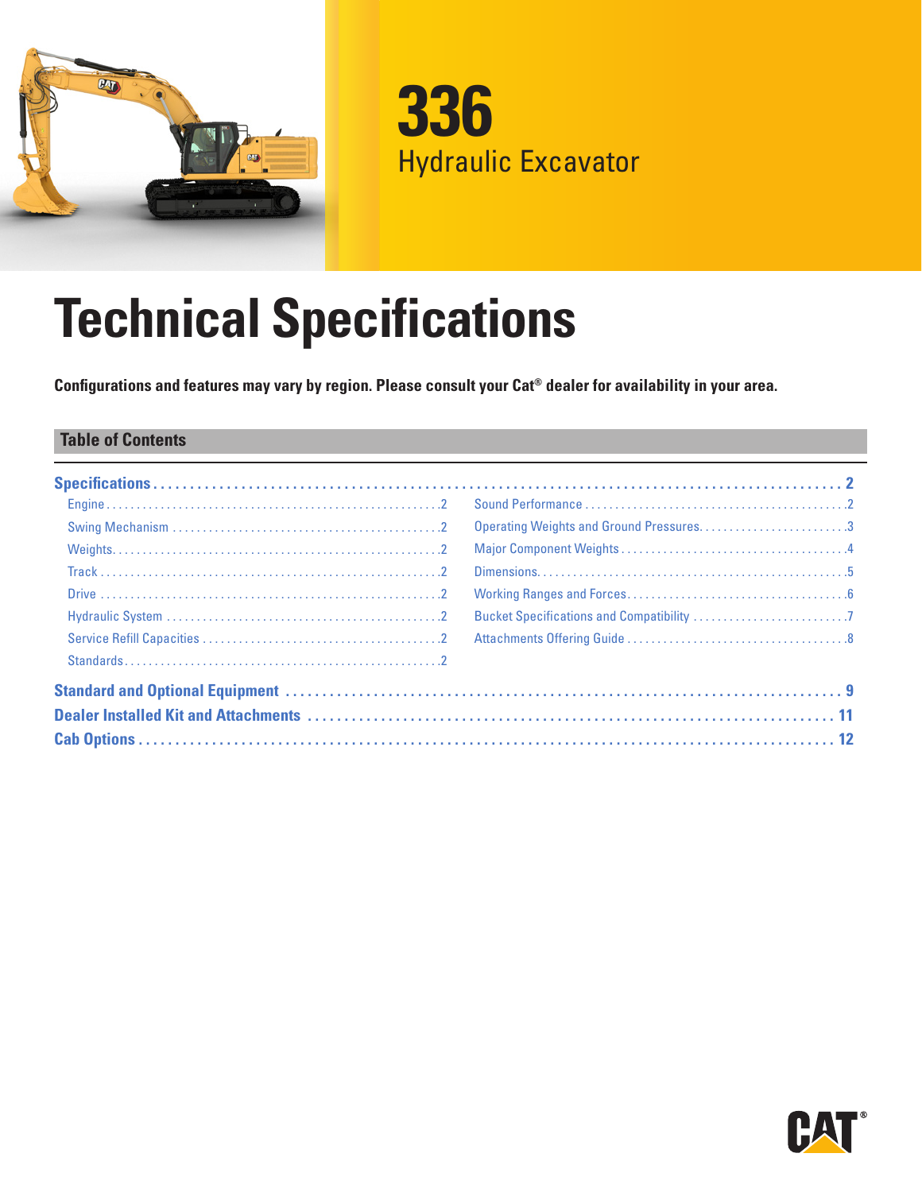# 336

## Hydraulic Excavator

# Technical Specifications

**Configurations and features may vary by region. Please consult your Cat® dealer for availability in your area.**

## Table of Contents

**Specifications** .... 2

- Engine .... 2
- Swing Mechanism .... 2
- Weights .... 2
- Track .... 2
- Drive .... 2
- Hydraulic System .... 2
- Service Refill Capacities .... 2
- Standards .... 2
- Sound Performance .... 2
- Operating Weights and Ground Pressures .... 3
- Major Component Weights .... 4
- Dimensions .... 5
- Working Ranges and Forces .... 6
- Bucket Specifications and Compatibility .... 7
- Attachments Offering Guide .... 8

**Standard and Optional Equipment** .... 9

**Dealer Installed Kit and Attachments** .... 11

**Cab Options** .... 12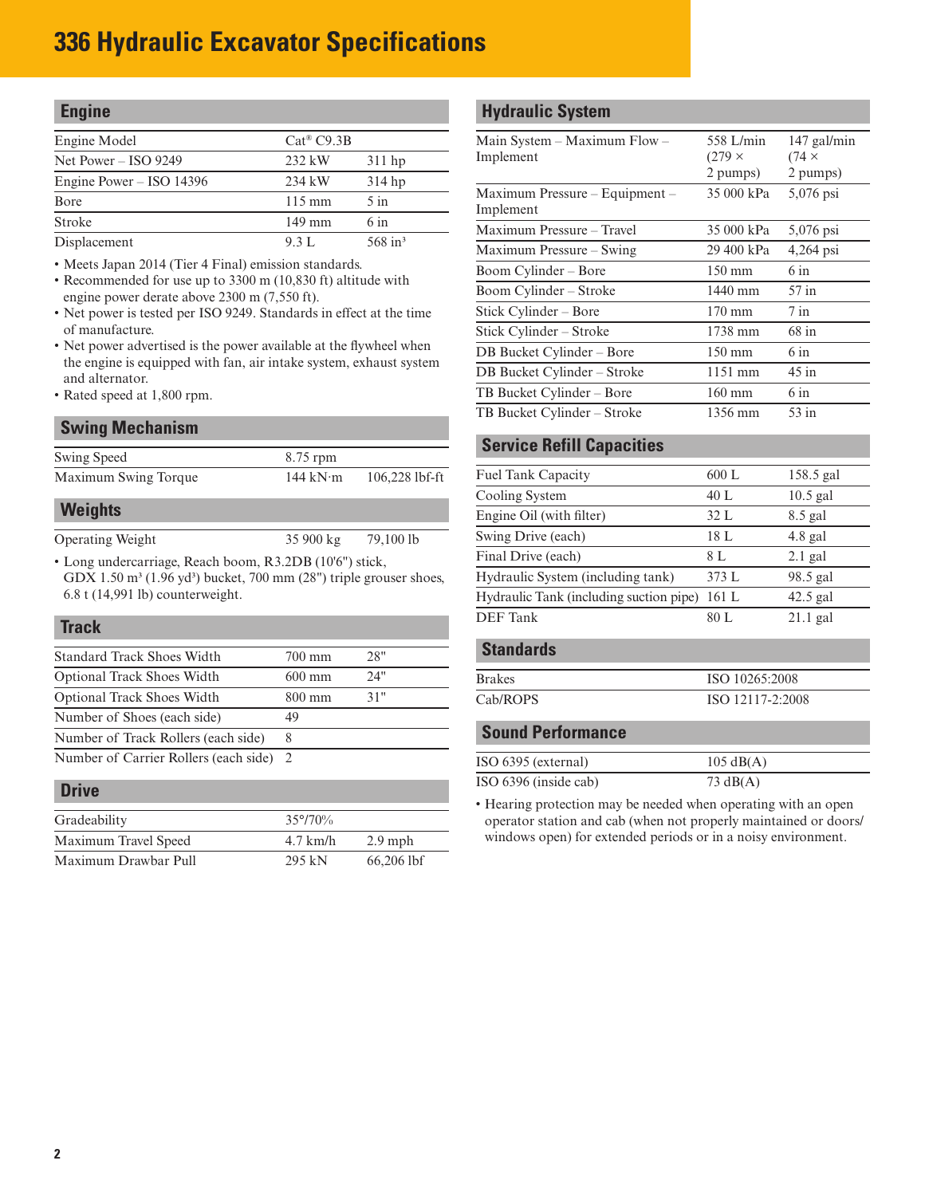# 336 Hydraulic Excavator Specifications

## Engine

| | | |
|---|---|---|
| Engine Model | Cat® C9.3B | |
| Net Power – ISO 9249 | 232 kW | 311 hp |
| Engine Power – ISO 14396 | 234 kW | 314 hp |
| Bore | 115 mm | 5 in |
| Stroke | 149 mm | 6 in |
| Displacement | 9.3 L | 568 in³ |

- Meets Japan 2014 (Tier 4 Final) emission standards.
- Recommended for use up to 3300 m (10,830 ft) altitude with engine power derate above 2300 m (7,550 ft).
- Net power is tested per ISO 9249. Standards in effect at the time of manufacture.
- Net power advertised is the power available at the flywheel when the engine is equipped with fan, air intake system, exhaust system and alternator.
- Rated speed at 1,800 rpm.

## Swing Mechanism

| | | |
|---|---|---|
| Swing Speed | 8.75 rpm | |
| Maximum Swing Torque | 144 kN·m | 106,228 lbf-ft |

## Weights

| | | |
|---|---|---|
| Operating Weight | 35 900 kg | 79,100 lb |

- Long undercarriage, Reach boom, R3.2DB (10'6") stick, GDX 1.50 m³ (1.96 yd³) bucket, 700 mm (28") triple grouser shoes, 6.8 t (14,991 lb) counterweight.

## Track

| | | |
|---|---|---|
| Standard Track Shoes Width | 700 mm | 28" |
| Optional Track Shoes Width | 600 mm | 24" |
| Optional Track Shoes Width | 800 mm | 31" |
| Number of Shoes (each side) | 49 | |
| Number of Track Rollers (each side) | 8 | |
| Number of Carrier Rollers (each side) | 2 | |

## Drive

| | | |
|---|---|---|
| Gradeability | 35°/70% | |
| Maximum Travel Speed | 4.7 km/h | 2.9 mph |
| Maximum Drawbar Pull | 295 kN | 66,206 lbf |

## Hydraulic System

| | | |
|---|---|---|
| Main System – Maximum Flow – Implement | 558 L/min (279 × 2 pumps) | 147 gal/min (74 × 2 pumps) |
| Maximum Pressure – Equipment – Implement | 35 000 kPa | 5,076 psi |
| Maximum Pressure – Travel | 35 000 kPa | 5,076 psi |
| Maximum Pressure – Swing | 29 400 kPa | 4,264 psi |
| Boom Cylinder – Bore | 150 mm | 6 in |
| Boom Cylinder – Stroke | 1440 mm | 57 in |
| Stick Cylinder – Bore | 170 mm | 7 in |
| Stick Cylinder – Stroke | 1738 mm | 68 in |
| DB Bucket Cylinder – Bore | 150 mm | 6 in |
| DB Bucket Cylinder – Stroke | 1151 mm | 45 in |
| TB Bucket Cylinder – Bore | 160 mm | 6 in |
| TB Bucket Cylinder – Stroke | 1356 mm | 53 in |

## Service Refill Capacities

| | | |
|---|---|---|
| Fuel Tank Capacity | 600 L | 158.5 gal |
| Cooling System | 40 L | 10.5 gal |
| Engine Oil (with filter) | 32 L | 8.5 gal |
| Swing Drive (each) | 18 L | 4.8 gal |
| Final Drive (each) | 8 L | 2.1 gal |
| Hydraulic System (including tank) | 373 L | 98.5 gal |
| Hydraulic Tank (including suction pipe) | 161 L | 42.5 gal |
| DEF Tank | 80 L | 21.1 gal |

## Standards

| | |
|---|---|
| Brakes | ISO 10265:2008 |
| Cab/ROPS | ISO 12117-2:2008 |

## Sound Performance

| | |
|---|---|
| ISO 6395 (external) | 105 dB(A) |
| ISO 6396 (inside cab) | 73 dB(A) |

- Hearing protection may be needed when operating with an open operator station and cab (when not properly maintained or doors/windows open) for extended periods or in a noisy environment.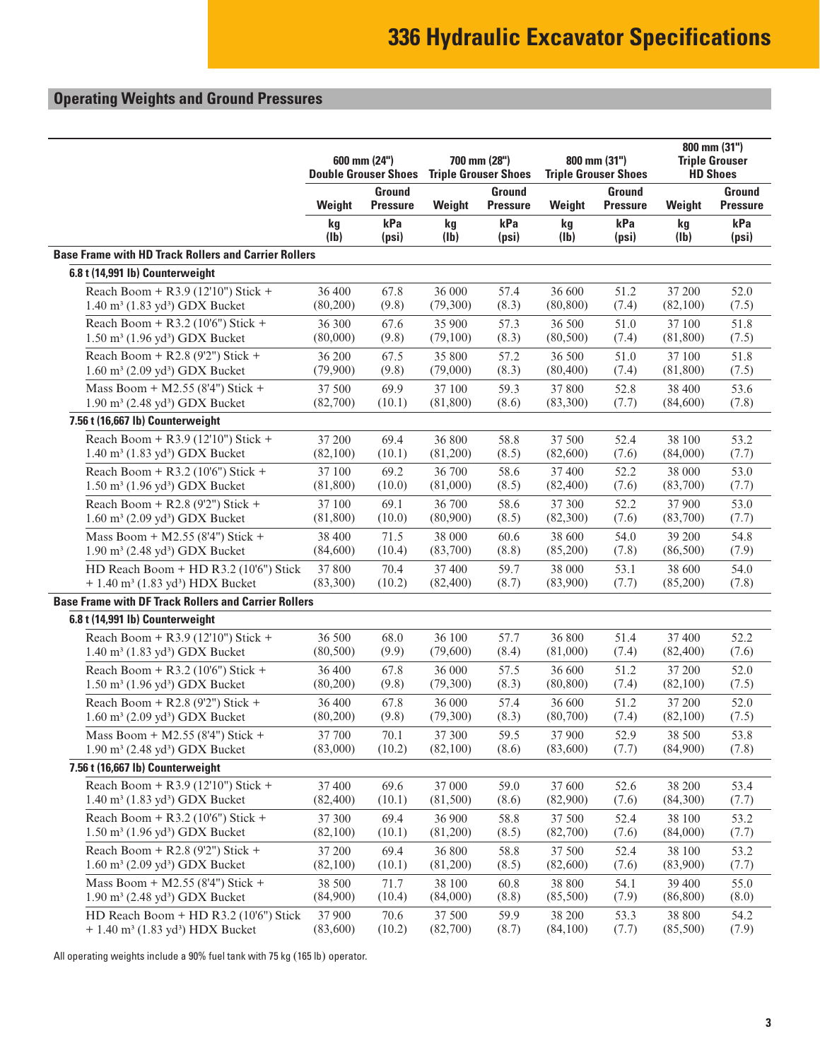# 336 Hydraulic Excavator Specifications

## Operating Weights and Ground Pressures

| | 600 mm (24") Double Grouser Shoes | | 700 mm (28") Triple Grouser Shoes | | 800 mm (31") Triple Grouser Shoes | | 800 mm (31") Triple Grouser HD Shoes | |
|---|---|---|---|---|---|---|---|---|
| | Weight | Ground Pressure | Weight | Ground Pressure | Weight | Ground Pressure | Weight | Ground Pressure |
| | kg (lb) | kPa (psi) | kg (lb) | kPa (psi) | kg (lb) | kPa (psi) | kg (lb) | kPa (psi) |
| **Base Frame with HD Track Rollers and Carrier Rollers** | | | | | | | | |
| **6.8 t (14,991 lb) Counterweight** | | | | | | | | |
| Reach Boom + R3.9 (12'10") Stick + 1.40 m³ (1.83 yd³) GDX Bucket | 36 400 (80,200) | 67.8 (9.8) | 36 000 (79,300) | 57.4 (8.3) | 36 600 (80,800) | 51.2 (7.4) | 37 200 (82,100) | 52.0 (7.5) |
| Reach Boom + R3.2 (10'6") Stick + 1.50 m³ (1.96 yd³) GDX Bucket | 36 300 (80,000) | 67.6 (9.8) | 35 900 (79,100) | 57.3 (8.3) | 36 500 (80,500) | 51.0 (7.4) | 37 100 (81,800) | 51.8 (7.5) |
| Reach Boom + R2.8 (9'2") Stick + 1.60 m³ (2.09 yd³) GDX Bucket | 36 200 (79,900) | 67.5 (9.8) | 35 800 (79,000) | 57.2 (8.3) | 36 500 (80,400) | 51.0 (7.4) | 37 100 (81,800) | 51.8 (7.5) |
| Mass Boom + M2.55 (8'4") Stick + 1.90 m³ (2.48 yd³) GDX Bucket | 37 500 (82,700) | 69.9 (10.1) | 37 100 (81,800) | 59.3 (8.6) | 37 800 (83,300) | 52.8 (7.7) | 38 400 (84,600) | 53.6 (7.8) |
| **7.56 t (16,667 lb) Counterweight** | | | | | | | | |
| Reach Boom + R3.9 (12'10") Stick + 1.40 m³ (1.83 yd³) GDX Bucket | 37 200 (82,100) | 69.4 (10.1) | 36 800 (81,200) | 58.8 (8.5) | 37 500 (82,600) | 52.4 (7.6) | 38 100 (84,000) | 53.2 (7.7) |
| Reach Boom + R3.2 (10'6") Stick + 1.50 m³ (1.96 yd³) GDX Bucket | 37 100 (81,800) | 69.2 (10.0) | 36 700 (81,000) | 58.6 (8.5) | 37 400 (82,400) | 52.2 (7.6) | 38 000 (83,700) | 53.0 (7.7) |
| Reach Boom + R2.8 (9'2") Stick + 1.60 m³ (2.09 yd³) GDX Bucket | 37 100 (81,800) | 69.1 (10.0) | 36 700 (80,900) | 58.6 (8.5) | 37 300 (82,300) | 52.2 (7.6) | 37 900 (83,700) | 53.0 (7.7) |
| Mass Boom + M2.55 (8'4") Stick + 1.90 m³ (2.48 yd³) GDX Bucket | 38 400 (84,600) | 71.5 (10.4) | 38 000 (83,700) | 60.6 (8.8) | 38 600 (85,200) | 54.0 (7.8) | 39 200 (86,500) | 54.8 (7.9) |
| HD Reach Boom + HD R3.2 (10'6") Stick + 1.40 m³ (1.83 yd³) HDX Bucket | 37 800 (83,300) | 70.4 (10.2) | 37 400 (82,400) | 59.7 (8.7) | 38 000 (83,900) | 53.1 (7.7) | 38 600 (85,200) | 54.0 (7.8) |
| **Base Frame with DF Track Rollers and Carrier Rollers** | | | | | | | | |
| **6.8 t (14,991 lb) Counterweight** | | | | | | | | |
| Reach Boom + R3.9 (12'10") Stick + 1.40 m³ (1.83 yd³) GDX Bucket | 36 500 (80,500) | 68.0 (9.9) | 36 100 (79,600) | 57.7 (8.4) | 36 800 (81,000) | 51.4 (7.4) | 37 400 (82,400) | 52.2 (7.6) |
| Reach Boom + R3.2 (10'6") Stick + 1.50 m³ (1.96 yd³) GDX Bucket | 36 400 (80,200) | 67.8 (9.8) | 36 000 (79,300) | 57.5 (8.3) | 36 600 (80,800) | 51.2 (7.4) | 37 200 (82,100) | 52.0 (7.5) |
| Reach Boom + R2.8 (9'2") Stick + 1.60 m³ (2.09 yd³) GDX Bucket | 36 400 (80,200) | 67.8 (9.8) | 36 000 (79,300) | 57.4 (8.3) | 36 600 (80,700) | 51.2 (7.4) | 37 200 (82,100) | 52.0 (7.5) |
| Mass Boom + M2.55 (8'4") Stick + 1.90 m³ (2.48 yd³) GDX Bucket | 37 700 (83,000) | 70.1 (10.2) | 37 300 (82,100) | 59.5 (8.6) | 37 900 (83,600) | 52.9 (7.7) | 38 500 (84,900) | 53.8 (7.8) |
| **7.56 t (16,667 lb) Counterweight** | | | | | | | | |
| Reach Boom + R3.9 (12'10") Stick + 1.40 m³ (1.83 yd³) GDX Bucket | 37 400 (82,400) | 69.6 (10.1) | 37 000 (81,500) | 59.0 (8.6) | 37 600 (82,900) | 52.6 (7.6) | 38 200 (84,300) | 53.4 (7.7) |
| Reach Boom + R3.2 (10'6") Stick + 1.50 m³ (1.96 yd³) GDX Bucket | 37 300 (82,100) | 69.4 (10.1) | 36 900 (81,200) | 58.8 (8.5) | 37 500 (82,700) | 52.4 (7.6) | 38 100 (84,000) | 53.2 (7.7) |
| Reach Boom + R2.8 (9'2") Stick + 1.60 m³ (2.09 yd³) GDX Bucket | 37 200 (82,100) | 69.4 (10.1) | 36 800 (81,200) | 58.8 (8.5) | 37 500 (82,600) | 52.4 (7.6) | 38 100 (83,900) | 53.2 (7.7) |
| Mass Boom + M2.55 (8'4") Stick + 1.90 m³ (2.48 yd³) GDX Bucket | 38 500 (84,900) | 71.7 (10.4) | 38 100 (84,000) | 60.8 (8.8) | 38 800 (85,500) | 54.1 (7.9) | 39 400 (86,800) | 55.0 (8.0) |
| HD Reach Boom + HD R3.2 (10'6") Stick + 1.40 m³ (1.83 yd³) HDX Bucket | 37 900 (83,600) | 70.6 (10.2) | 37 500 (82,700) | 59.9 (8.7) | 38 200 (84,100) | 53.3 (7.7) | 38 800 (85,500) | 54.2 (7.9) |

All operating weights include a 90% fuel tank with 75 kg (165 lb) operator.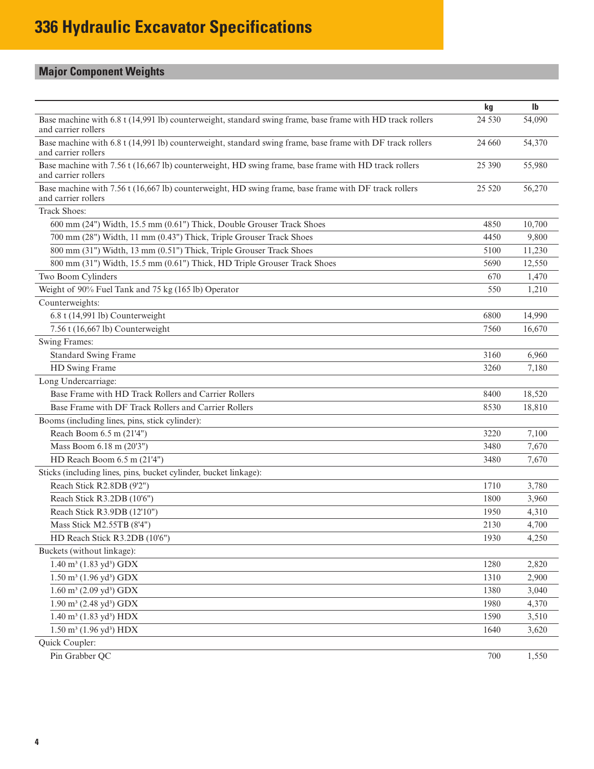# 336 Hydraulic Excavator Specifications

## Major Component Weights

| | kg | lb |
|---|---|---|
| Base machine with 6.8 t (14,991 lb) counterweight, standard swing frame, base frame with HD track rollers and carrier rollers | 24 530 | 54,090 |
| Base machine with 6.8 t (14,991 lb) counterweight, standard swing frame, base frame with DF track rollers and carrier rollers | 24 660 | 54,370 |
| Base machine with 7.56 t (16,667 lb) counterweight, HD swing frame, base frame with HD track rollers and carrier rollers | 25 390 | 55,980 |
| Base machine with 7.56 t (16,667 lb) counterweight, HD swing frame, base frame with DF track rollers and carrier rollers | 25 520 | 56,270 |
| Track Shoes: | | |
| 600 mm (24") Width, 15.5 mm (0.61") Thick, Double Grouser Track Shoes | 4850 | 10,700 |
| 700 mm (28") Width, 11 mm (0.43") Thick, Triple Grouser Track Shoes | 4450 | 9,800 |
| 800 mm (31") Width, 13 mm (0.51") Thick, Triple Grouser Track Shoes | 5100 | 11,230 |
| 800 mm (31") Width, 15.5 mm (0.61") Thick, HD Triple Grouser Track Shoes | 5690 | 12,550 |
| Two Boom Cylinders | 670 | 1,470 |
| Weight of 90% Fuel Tank and 75 kg (165 lb) Operator | 550 | 1,210 |
| Counterweights: | | |
| 6.8 t (14,991 lb) Counterweight | 6800 | 14,990 |
| 7.56 t (16,667 lb) Counterweight | 7560 | 16,670 |
| Swing Frames: | | |
| Standard Swing Frame | 3160 | 6,960 |
| HD Swing Frame | 3260 | 7,180 |
| Long Undercarriage: | | |
| Base Frame with HD Track Rollers and Carrier Rollers | 8400 | 18,520 |
| Base Frame with DF Track Rollers and Carrier Rollers | 8530 | 18,810 |
| Booms (including lines, pins, stick cylinder): | | |
| Reach Boom 6.5 m (21'4") | 3220 | 7,100 |
| Mass Boom 6.18 m (20'3") | 3480 | 7,670 |
| HD Reach Boom 6.5 m (21'4") | 3480 | 7,670 |
| Sticks (including lines, pins, bucket cylinder, bucket linkage): | | |
| Reach Stick R2.8DB (9'2") | 1710 | 3,780 |
| Reach Stick R3.2DB (10'6") | 1800 | 3,960 |
| Reach Stick R3.9DB (12'10") | 1950 | 4,310 |
| Mass Stick M2.55TB (8'4") | 2130 | 4,700 |
| HD Reach Stick R3.2DB (10'6") | 1930 | 4,250 |
| Buckets (without linkage): | | |
| 1.40 m³ (1.83 yd³) GDX | 1280 | 2,820 |
| 1.50 m³ (1.96 yd³) GDX | 1310 | 2,900 |
| 1.60 m³ (2.09 yd³) GDX | 1380 | 3,040 |
| 1.90 m³ (2.48 yd³) GDX | 1980 | 4,370 |
| 1.40 m³ (1.83 yd³) HDX | 1590 | 3,510 |
| 1.50 m³ (1.96 yd³) HDX | 1640 | 3,620 |
| Quick Coupler: | | |
| Pin Grabber QC | 700 | 1,550 |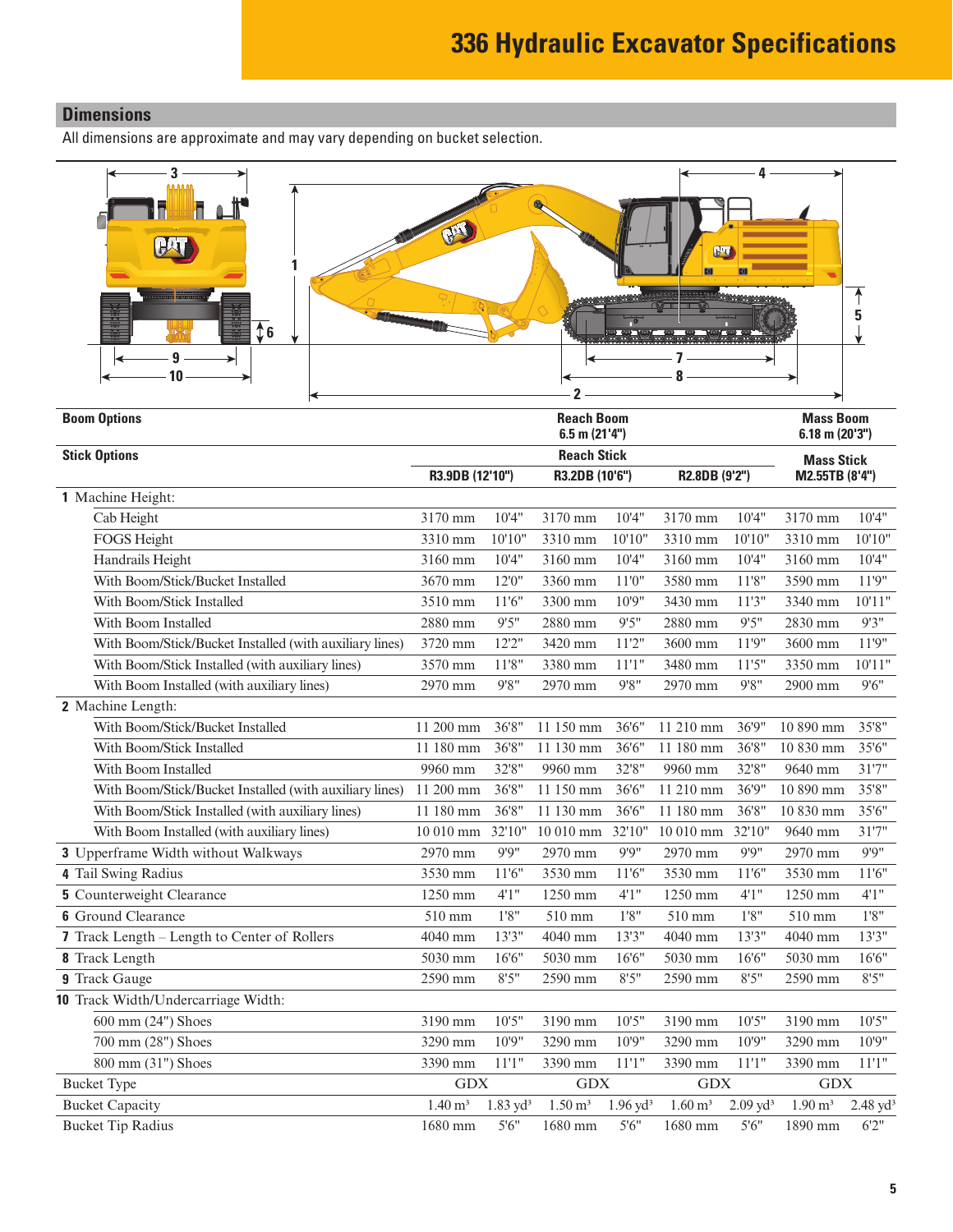# 336 Hydraulic Excavator Specifications

## Dimensions

All dimensions are approximate and may vary depending on bucket selection.

| Boom Options | Reach Boom 6.5 m (21'4") | | | | | | Mass Boom 6.18 m (20'3") | |
|---|---|---|---|---|---|---|---|---|
| **Stick Options** | **Reach Stick** | | | | | | **Mass Stick** | |
| | **R3.9DB (12'10")** | | **R3.2DB (10'6")** | | **R2.8DB (9'2")** | | **M2.55TB (8'4")** | |
| **1** Machine Height: | | | | | | | | |
| Cab Height | 3170 mm | 10'4" | 3170 mm | 10'4" | 3170 mm | 10'4" | 3170 mm | 10'4" |
| FOGS Height | 3310 mm | 10'10" | 3310 mm | 10'10" | 3310 mm | 10'10" | 3310 mm | 10'10" |
| Handrails Height | 3160 mm | 10'4" | 3160 mm | 10'4" | 3160 mm | 10'4" | 3160 mm | 10'4" |
| With Boom/Stick/Bucket Installed | 3670 mm | 12'0" | 3360 mm | 11'0" | 3580 mm | 11'8" | 3590 mm | 11'9" |
| With Boom/Stick Installed | 3510 mm | 11'6" | 3300 mm | 10'9" | 3430 mm | 11'3" | 3340 mm | 10'11" |
| With Boom Installed | 2880 mm | 9'5" | 2880 mm | 9'5" | 2880 mm | 9'5" | 2830 mm | 9'3" |
| With Boom/Stick/Bucket Installed (with auxiliary lines) | 3720 mm | 12'2" | 3420 mm | 11'2" | 3600 mm | 11'9" | 3600 mm | 11'9" |
| With Boom/Stick Installed (with auxiliary lines) | 3570 mm | 11'8" | 3380 mm | 11'1" | 3480 mm | 11'5" | 3350 mm | 10'11" |
| With Boom Installed (with auxiliary lines) | 2970 mm | 9'8" | 2970 mm | 9'8" | 2970 mm | 9'8" | 2900 mm | 9'6" |
| **2** Machine Length: | | | | | | | | |
| With Boom/Stick/Bucket Installed | 11 200 mm | 36'8" | 11 150 mm | 36'6" | 11 210 mm | 36'9" | 10 890 mm | 35'8" |
| With Boom/Stick Installed | 11 180 mm | 36'8" | 11 130 mm | 36'6" | 11 180 mm | 36'8" | 10 830 mm | 35'6" |
| With Boom Installed | 9960 mm | 32'8" | 9960 mm | 32'8" | 9960 mm | 32'8" | 9640 mm | 31'7" |
| With Boom/Stick/Bucket Installed (with auxiliary lines) | 11 200 mm | 36'8" | 11 150 mm | 36'6" | 11 210 mm | 36'9" | 10 890 mm | 35'8" |
| With Boom/Stick Installed (with auxiliary lines) | 11 180 mm | 36'8" | 11 130 mm | 36'6" | 11 180 mm | 36'8" | 10 830 mm | 35'6" |
| With Boom Installed (with auxiliary lines) | 10 010 mm | 32'10" | 10 010 mm | 32'10" | 10 010 mm | 32'10" | 9640 mm | 31'7" |
| **3** Upperframe Width without Walkways | 2970 mm | 9'9" | 2970 mm | 9'9" | 2970 mm | 9'9" | 2970 mm | 9'9" |
| **4** Tail Swing Radius | 3530 mm | 11'6" | 3530 mm | 11'6" | 3530 mm | 11'6" | 3530 mm | 11'6" |
| **5** Counterweight Clearance | 1250 mm | 4'1" | 1250 mm | 4'1" | 1250 mm | 4'1" | 1250 mm | 4'1" |
| **6** Ground Clearance | 510 mm | 1'8" | 510 mm | 1'8" | 510 mm | 1'8" | 510 mm | 1'8" |
| **7** Track Length – Length to Center of Rollers | 4040 mm | 13'3" | 4040 mm | 13'3" | 4040 mm | 13'3" | 4040 mm | 13'3" |
| **8** Track Length | 5030 mm | 16'6" | 5030 mm | 16'6" | 5030 mm | 16'6" | 5030 mm | 16'6" |
| **9** Track Gauge | 2590 mm | 8'5" | 2590 mm | 8'5" | 2590 mm | 8'5" | 2590 mm | 8'5" |
| **10** Track Width/Undercarriage Width: | | | | | | | | |
| 600 mm (24") Shoes | 3190 mm | 10'5" | 3190 mm | 10'5" | 3190 mm | 10'5" | 3190 mm | 10'5" |
| 700 mm (28") Shoes | 3290 mm | 10'9" | 3290 mm | 10'9" | 3290 mm | 10'9" | 3290 mm | 10'9" |
| 800 mm (31") Shoes | 3390 mm | 11'1" | 3390 mm | 11'1" | 3390 mm | 11'1" | 3390 mm | 11'1" |
| Bucket Type | GDX | | GDX | | GDX | | GDX | |
| Bucket Capacity | 1.40 m³ | 1.83 yd³ | 1.50 m³ | 1.96 yd³ | 1.60 m³ | 2.09 yd³ | 1.90 m³ | 2.48 yd³ |
| Bucket Tip Radius | 1680 mm | 5'6" | 1680 mm | 5'6" | 1680 mm | 5'6" | 1890 mm | 6'2" |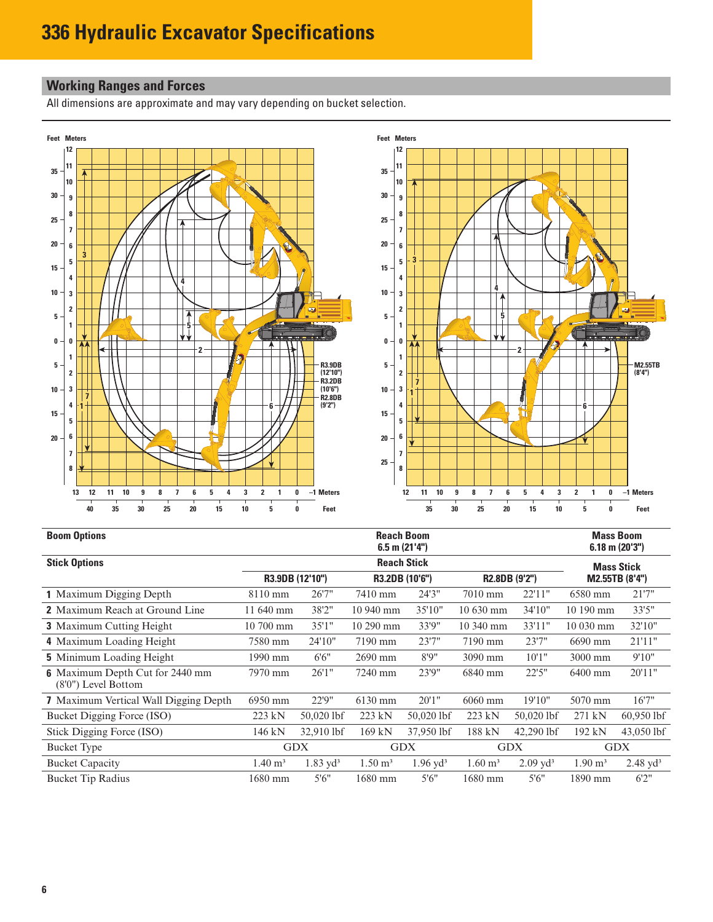# 336 Hydraulic Excavator Specifications

## Working Ranges and Forces

All dimensions are approximate and may vary depending on bucket selection.

| Boom Options | Reach Boom 6.5 m (21'4") | | | | | | Mass Boom 6.18 m (20'3") | |
|---|---|---|---|---|---|---|---|---|
| **Stick Options** | **Reach Stick** | | | | | | **Mass Stick** | |
| | **R3.9DB (12'10")** | | **R3.2DB (10'6")** | | **R2.8DB (9'2")** | | **M2.55TB (8'4")** | |
| **1** Maximum Digging Depth | 8110 mm | 26'7" | 7410 mm | 24'3" | 7010 mm | 22'11" | 6580 mm | 21'7" |
| **2** Maximum Reach at Ground Line | 11 640 mm | 38'2" | 10 940 mm | 35'10" | 10 630 mm | 34'10" | 10 190 mm | 33'5" |
| **3** Maximum Cutting Height | 10 700 mm | 35'1" | 10 290 mm | 33'9" | 10 340 mm | 33'11" | 10 030 mm | 32'10" |
| **4** Maximum Loading Height | 7580 mm | 24'10" | 7190 mm | 23'7" | 7190 mm | 23'7" | 6690 mm | 21'11" |
| **5** Minimum Loading Height | 1990 mm | 6'6" | 2690 mm | 8'9" | 3090 mm | 10'1" | 3000 mm | 9'10" |
| **6** Maximum Depth Cut for 2440 mm (8'0") Level Bottom | 7970 mm | 26'1" | 7240 mm | 23'9" | 6840 mm | 22'5" | 6400 mm | 20'11" |
| **7** Maximum Vertical Wall Digging Depth | 6950 mm | 22'9" | 6130 mm | 20'1" | 6060 mm | 19'10" | 5070 mm | 16'7" |
| Bucket Digging Force (ISO) | 223 kN | 50,020 lbf | 223 kN | 50,020 lbf | 223 kN | 50,020 lbf | 271 kN | 60,950 lbf |
| Stick Digging Force (ISO) | 146 kN | 32,910 lbf | 169 kN | 37,950 lbf | 188 kN | 42,290 lbf | 192 kN | 43,050 lbf |
| Bucket Type | GDX | | GDX | | GDX | | GDX | |
| Bucket Capacity | 1.40 $m^3$ | 1.83 $yd^3$ | 1.50 $m^3$ | 1.96 $yd^3$ | 1.60 $m^3$ | 2.09 $yd^3$ | 1.90 $m^3$ | 2.48 $yd^3$ |
| Bucket Tip Radius | 1680 mm | 5'6" | 1680 mm | 5'6" | 1680 mm | 5'6" | 1890 mm | 6'2" |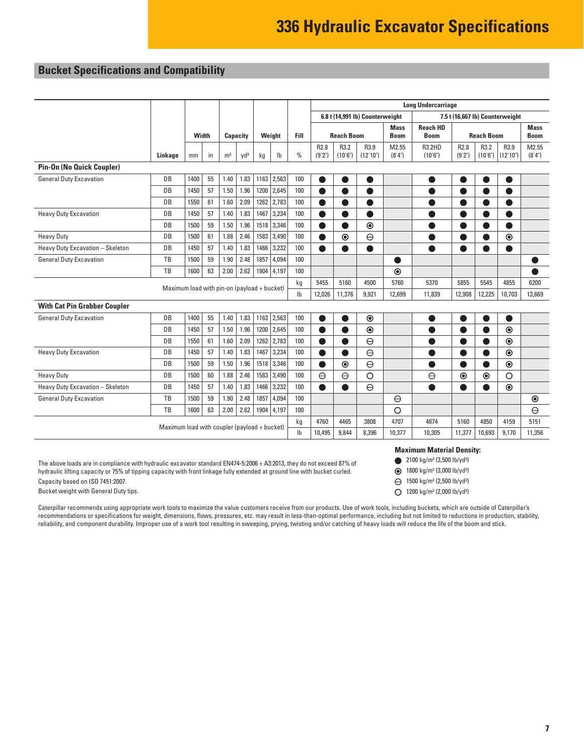# 336 Hydraulic Excavator Specifications

## Bucket Specifications and Compatibility

| | | Width | | Capacity | | Weight | | Fill | Long Undercarriage | | | | | | | | |
|---|---|---|---|---|---|---|---|---|---|---|---|---|---|---|---|---|---|
| | | | | | | | | | 6.8 t (14,991 lb) Counterweight | | | | 7.5 t (16,667 lb) Counterweight | | | | |
| | | | | | | | | | Reach Boom | | | Mass Boom | Reach HD Boom | Reach Boom | | | Mass Boom |
| | Linkage | mm | in | m³ | yd³ | kg | lb | % | R2.8 (9'2") | R3.2 (10'6") | R3.9 (12'10") | M2.55 (8'4") | R3.2HD (10'6") | R2.8 (9'2") | R3.2 (10'6") | R3.9 (12'10") | M2.55 (8'4") |
| **Pin-On (No Quick Coupler)** | | | | | | | | | | | | | | | | | |
| General Duty Excavation | DB | 1400 | 55 | 1.40 | 1.83 | 1163 | 2,563 | 100 | ● | ● | ● | | ● | ● | ● | ● | |
| | DB | 1450 | 57 | 1.50 | 1.96 | 1200 | 2,645 | 100 | ● | ● | ● | | ● | ● | ● | ● | |
| | DB | 1550 | 61 | 1.60 | 2.09 | 1262 | 2,783 | 100 | ● | ● | ● | | ● | ● | ● | ● | |
| Heavy Duty Excavation | DB | 1450 | 57 | 1.40 | 1.83 | 1467 | 3,234 | 100 | ● | ● | ● | | ● | ● | ● | ● | |
| | DB | 1500 | 59 | 1.50 | 1.96 | 1518 | 3,346 | 100 | ● | ● | ⦿ | | ● | ● | ● | ● | |
| Heavy Duty | DB | 1500 | 61 | 1.88 | 2.46 | 1583 | 3,490 | 100 | ● | ⦿ | ⊖ | | ● | ● | ● | ⦿ | |
| Heavy Duty Excavation – Skeleton | DB | 1450 | 57 | 1.40 | 1.83 | 1466 | 3,232 | 100 | ● | ● | ● | | ● | ● | ● | ● | |
| General Duty Excavation | TB | 1500 | 59 | 1.90 | 2.48 | 1857 | 4,094 | 100 | | | | ● | | | | | ● |
| | TB | 1600 | 63 | 2.00 | 2.62 | 1904 | 4,197 | 100 | | | | ⦿ | | | | | ● |
| Maximum load with pin-on (payload + bucket) | | | | | | | | kg | 5455 | 5160 | 4500 | 5760 | 5370 | 5855 | 5545 | 4855 | 6200 |
| | | | | | | | | lb | 12,026 | 11,376 | 9,921 | 12,699 | 11,839 | 12,908 | 12,225 | 10,703 | 13,669 |
| **With Cat Pin Grabber Coupler** | | | | | | | | | | | | | | | | | |
| General Duty Excavation | DB | 1400 | 55 | 1.40 | 1.83 | 1163 | 2,563 | 100 | ● | ● | ⦿ | | ● | ● | ● | ● | |
| | DB | 1450 | 57 | 1.50 | 1.96 | 1200 | 2,645 | 100 | ● | ● | ⦿ | | ● | ● | ● | ⦿ | |
| | DB | 1550 | 61 | 1.60 | 2.09 | 1262 | 2,783 | 100 | ● | ● | ⊖ | | ● | ● | ● | ⦿ | |
| Heavy Duty Excavation | DB | 1450 | 57 | 1.40 | 1.83 | 1467 | 3,234 | 100 | ● | ● | ⊖ | | ● | ● | ● | ⦿ | |
| | DB | 1500 | 59 | 1.50 | 1.96 | 1518 | 3,346 | 100 | ● | ⦿ | ⊖ | | ● | ● | ● | ⦿ | |
| Heavy Duty | DB | 1500 | 60 | 1.88 | 2.46 | 1583 | 3,490 | 100 | ⊖ | ⊖ | ○ | | ⊖ | ⦿ | ⦿ | ○ | |
| Heavy Duty Excavation – Skeleton | DB | 1450 | 57 | 1.40 | 1.83 | 1466 | 3,232 | 100 | ● | ● | ⊖ | | ● | ● | ● | ⦿ | |
| General Duty Excavation | TB | 1500 | 59 | 1.90 | 2.48 | 1857 | 4,094 | 100 | | | | ⊖ | | | | | ⦿ |
| | TB | 1600 | 63 | 2.00 | 2.62 | 1904 | 4,197 | 100 | | | | ○ | | | | | ⊖ |
| Maximum load with coupler (payload + bucket) | | | | | | | | kg | 4760 | 4465 | 3808 | 4707 | 4674 | 5160 | 4850 | 4159 | 5151 |
| | | | | | | | | lb | 10,495 | 9,844 | 8,396 | 10,377 | 10,305 | 11,377 | 10,693 | 9,170 | 11,356 |

The above loads are in compliance with hydraulic excavator standard EN474-5:2006 + A3:2013, they do not exceed 87% of hydraulic lifting capacity or 75% of tipping capacity with front linkage fully extended at ground line with bucket curled.

Capacity based on ISO 7451:2007.

Bucket weight with General Duty tips.

**Maximum Material Density:**

- ● 2100 kg/m³ (3,500 lb/yd³)
- ⦿ 1800 kg/m³ (3,000 lb/yd³)
- ⊖ 1500 kg/m³ (2,500 lb/yd³)
- ○ 1200 kg/m³ (2,000 lb/yd³)

Caterpillar recommends using appropriate work tools to maximize the value customers receive from our products. Use of work tools, including buckets, which are outside of Caterpillar's recommendations or specifications for weight, dimensions, flows, pressures, etc. may result in less-than-optimal performance, including but not limited to reductions in production, stability, reliability, and component durability. Improper use of a work tool resulting in sweeping, prying, twisting and/or catching of heavy loads will reduce the life of the boom and stick.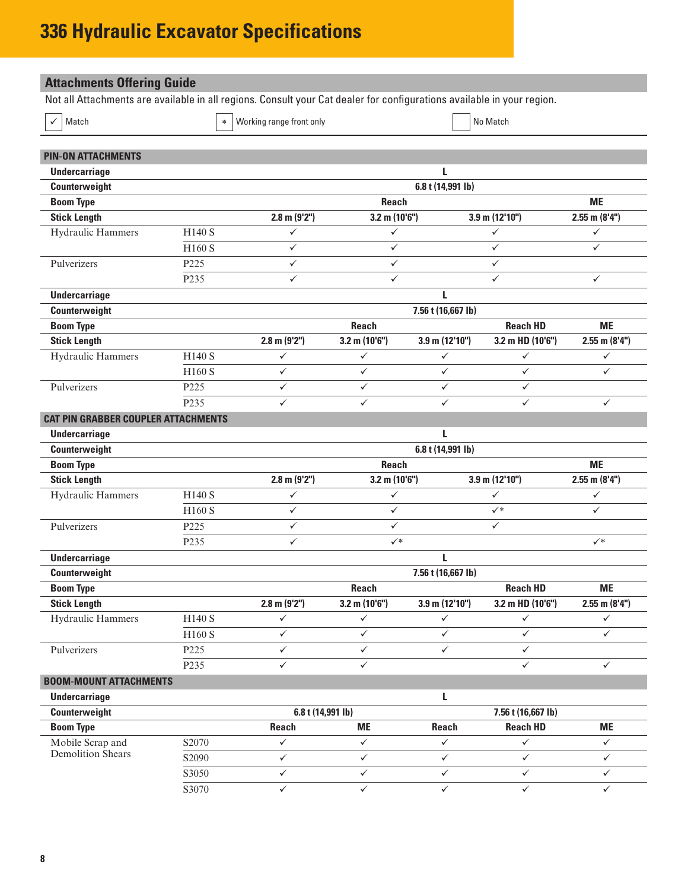# 336 Hydraulic Excavator Specifications

## Attachments Offering Guide

Not all Attachments are available in all regions. Consult your Cat dealer for configurations available in your region.

✓ Match | * Working range front only | No Match

### PIN-ON ATTACHMENTS

| Undercarriage | | L | | | |
|---|---|---|---|---|---|
| **Counterweight** | | 6.8 t (14,991 lb) | | | |
| **Boom Type** | | Reach | | | ME |
| **Stick Length** | | 2.8 m (9'2") | 3.2 m (10'6") | 3.9 m (12'10") | 2.55 m (8'4") |
| Hydraulic Hammers | H140 S | ✓ | ✓ | ✓ | ✓ |
| | H160 S | ✓ | ✓ | ✓ | ✓ |
| Pulverizers | P225 | ✓ | ✓ | ✓ | |
| | P235 | ✓ | ✓ | ✓ | ✓ |

| Undercarriage | | L | | | | |
|---|---|---|---|---|---|---|
| **Counterweight** | | 7.56 t (16,667 lb) | | | | |
| **Boom Type** | | Reach | | | Reach HD | ME |
| **Stick Length** | | 2.8 m (9'2") | 3.2 m (10'6") | 3.9 m (12'10") | 3.2 m HD (10'6") | 2.55 m (8'4") |
| Hydraulic Hammers | H140 S | ✓ | ✓ | ✓ | ✓ | ✓ |
| | H160 S | ✓ | ✓ | ✓ | ✓ | ✓ |
| Pulverizers | P225 | ✓ | ✓ | ✓ | ✓ | |
| | P235 | ✓ | ✓ | ✓ | ✓ | ✓ |

### CAT PIN GRABBER COUPLER ATTACHMENTS

| Undercarriage | | L | | | |
|---|---|---|---|---|---|
| **Counterweight** | | 6.8 t (14,991 lb) | | | |
| **Boom Type** | | Reach | | | ME |
| **Stick Length** | | 2.8 m (9'2") | 3.2 m (10'6") | 3.9 m (12'10") | 2.55 m (8'4") |
| Hydraulic Hammers | H140 S | ✓ | ✓ | ✓ | ✓ |
| | H160 S | ✓ | ✓ | ✓* | ✓ |
| Pulverizers | P225 | ✓ | ✓ | ✓ | |
| | P235 | ✓ | ✓* | | ✓* |

| Undercarriage | | L | | | | |
|---|---|---|---|---|---|---|
| **Counterweight** | | 7.56 t (16,667 lb) | | | | |
| **Boom Type** | | Reach | | | Reach HD | ME |
| **Stick Length** | | 2.8 m (9'2") | 3.2 m (10'6") | 3.9 m (12'10") | 3.2 m HD (10'6") | 2.55 m (8'4") |
| Hydraulic Hammers | H140 S | ✓ | ✓ | ✓ | ✓ | ✓ |
| | H160 S | ✓ | ✓ | ✓ | ✓ | ✓ |
| Pulverizers | P225 | ✓ | ✓ | ✓ | ✓ | |
| | P235 | ✓ | ✓ | | ✓ | ✓ |

### BOOM-MOUNT ATTACHMENTS

| Undercarriage | | L | | | | |
|---|---|---|---|---|---|---|
| **Counterweight** | | 6.8 t (14,991 lb) | | 7.56 t (16,667 lb) | | |
| **Boom Type** | | Reach | ME | Reach | Reach HD | ME |
| Mobile Scrap and Demolition Shears | S2070 | ✓ | ✓ | ✓ | ✓ | ✓ |
| | S2090 | ✓ | ✓ | ✓ | ✓ | ✓ |
| | S3050 | ✓ | ✓ | ✓ | ✓ | ✓ |
| | S3070 | ✓ | ✓ | ✓ | ✓ | ✓ |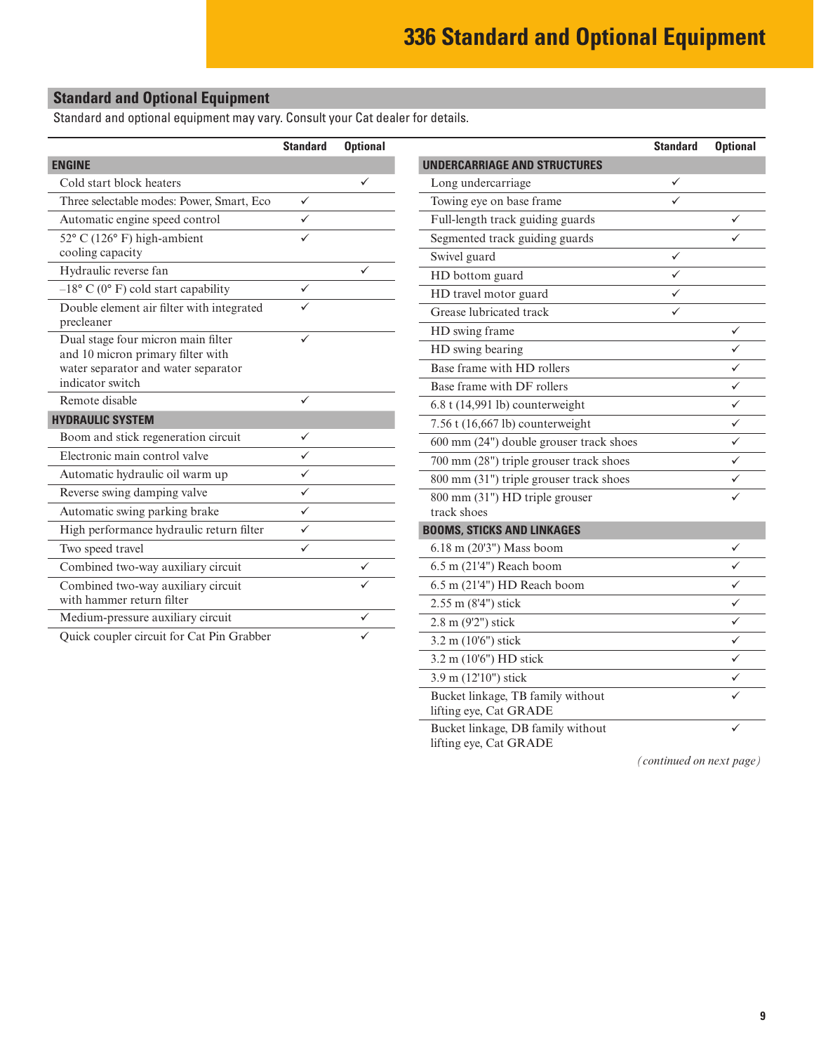# 336 Standard and Optional Equipment

## Standard and Optional Equipment

Standard and optional equipment may vary. Consult your Cat dealer for details.

| | Standard | Optional |
|---|---|---|
| **ENGINE** | | |
| Cold start block heaters | | ✓ |
| Three selectable modes: Power, Smart, Eco | ✓ | |
| Automatic engine speed control | ✓ | |
| 52° C (126° F) high-ambient cooling capacity | ✓ | |
| Hydraulic reverse fan | | ✓ |
| –18° C (0° F) cold start capability | ✓ | |
| Double element air filter with integrated precleaner | ✓ | |
| Dual stage four micron main filter and 10 micron primary filter with water separator and water separator indicator switch | ✓ | |
| Remote disable | ✓ | |
| **HYDRAULIC SYSTEM** | | |
| Boom and stick regeneration circuit | ✓ | |
| Electronic main control valve | ✓ | |
| Automatic hydraulic oil warm up | ✓ | |
| Reverse swing damping valve | ✓ | |
| Automatic swing parking brake | ✓ | |
| High performance hydraulic return filter | ✓ | |
| Two speed travel | ✓ | |
| Combined two-way auxiliary circuit | | ✓ |
| Combined two-way auxiliary circuit with hammer return filter | | ✓ |
| Medium-pressure auxiliary circuit | | ✓ |
| Quick coupler circuit for Cat Pin Grabber | | ✓ |

| | Standard | Optional |
|---|---|---|
| **UNDERCARRIAGE AND STRUCTURES** | | |
| Long undercarriage | ✓ | |
| Towing eye on base frame | ✓ | |
| Full-length track guiding guards | | ✓ |
| Segmented track guiding guards | | ✓ |
| Swivel guard | ✓ | |
| HD bottom guard | ✓ | |
| HD travel motor guard | ✓ | |
| Grease lubricated track | ✓ | |
| HD swing frame | | ✓ |
| HD swing bearing | | ✓ |
| Base frame with HD rollers | | ✓ |
| Base frame with DF rollers | | ✓ |
| 6.8 t (14,991 lb) counterweight | | ✓ |
| 7.56 t (16,667 lb) counterweight | | ✓ |
| 600 mm (24") double grouser track shoes | | ✓ |
| 700 mm (28") triple grouser track shoes | | ✓ |
| 800 mm (31") triple grouser track shoes | | ✓ |
| 800 mm (31") HD triple grouser track shoes | | ✓ |
| **BOOMS, STICKS AND LINKAGES** | | |
| 6.18 m (20'3") Mass boom | | ✓ |
| 6.5 m (21'4") Reach boom | | ✓ |
| 6.5 m (21'4") HD Reach boom | | ✓ |
| 2.55 m (8'4") stick | | ✓ |
| 2.8 m (9'2") stick | | ✓ |
| 3.2 m (10'6") stick | | ✓ |
| 3.2 m (10'6") HD stick | | ✓ |
| 3.9 m (12'10") stick | | ✓ |
| Bucket linkage, TB family without lifting eye, Cat GRADE | | ✓ |
| Bucket linkage, DB family without lifting eye, Cat GRADE | | ✓ |

*(continued on next page)*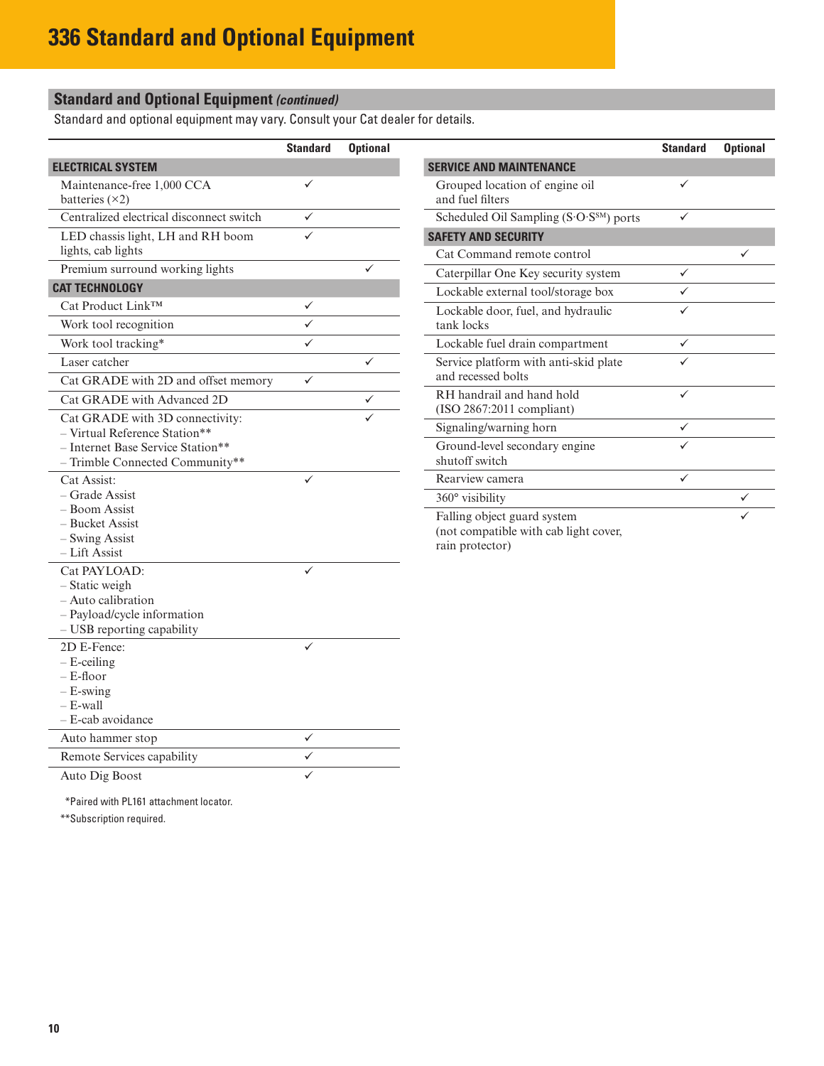# 336 Standard and Optional Equipment

## Standard and Optional Equipment *(continued)*

Standard and optional equipment may vary. Consult your Cat dealer for details.

| | Standard | Optional |
|---|---|---|
| **ELECTRICAL SYSTEM** | | |
| Maintenance-free 1,000 CCA batteries (×2) | ✓ | |
| Centralized electrical disconnect switch | ✓ | |
| LED chassis light, LH and RH boom lights, cab lights | ✓ | |
| Premium surround working lights | | ✓ |
| **CAT TECHNOLOGY** | | |
| Cat Product Link™ | ✓ | |
| Work tool recognition | ✓ | |
| Work tool tracking* | ✓ | |
| Laser catcher | | ✓ |
| Cat GRADE with 2D and offset memory | ✓ | |
| Cat GRADE with Advanced 2D | | ✓ |
| Cat GRADE with 3D connectivity:<br>– Virtual Reference Station**<br>– Internet Base Service Station**<br>– Trimble Connected Community** | | ✓ |
| Cat Assist:<br>– Grade Assist<br>– Boom Assist<br>– Bucket Assist<br>– Swing Assist<br>– Lift Assist | ✓ | |
| Cat PAYLOAD:<br>– Static weigh<br>– Auto calibration<br>– Payload/cycle information<br>– USB reporting capability | ✓ | |
| 2D E-Fence:<br>– E-ceiling<br>– E-floor<br>– E-swing<br>– E-wall<br>– E-cab avoidance | ✓ | |
| Auto hammer stop | ✓ | |
| Remote Services capability | ✓ | |
| Auto Dig Boost | ✓ | |

*Paired with PL161 attachment locator.

**Subscription required.

| | Standard | Optional |
|---|---|---|
| **SERVICE AND MAINTENANCE** | | |
| Grouped location of engine oil and fuel filters | ✓ | |
| Scheduled Oil Sampling (S·O·S℠) ports | ✓ | |
| **SAFETY AND SECURITY** | | |
| Cat Command remote control | | ✓ |
| Caterpillar One Key security system | ✓ | |
| Lockable external tool/storage box | ✓ | |
| Lockable door, fuel, and hydraulic tank locks | ✓ | |
| Lockable fuel drain compartment | ✓ | |
| Service platform with anti-skid plate and recessed bolts | ✓ | |
| RH handrail and hand hold (ISO 2867:2011 compliant) | ✓ | |
| Signaling/warning horn | ✓ | |
| Ground-level secondary engine shutoff switch | ✓ | |
| Rearview camera | ✓ | |
| 360° visibility | | ✓ |
| Falling object guard system (not compatible with cab light cover, rain protector) | | ✓ |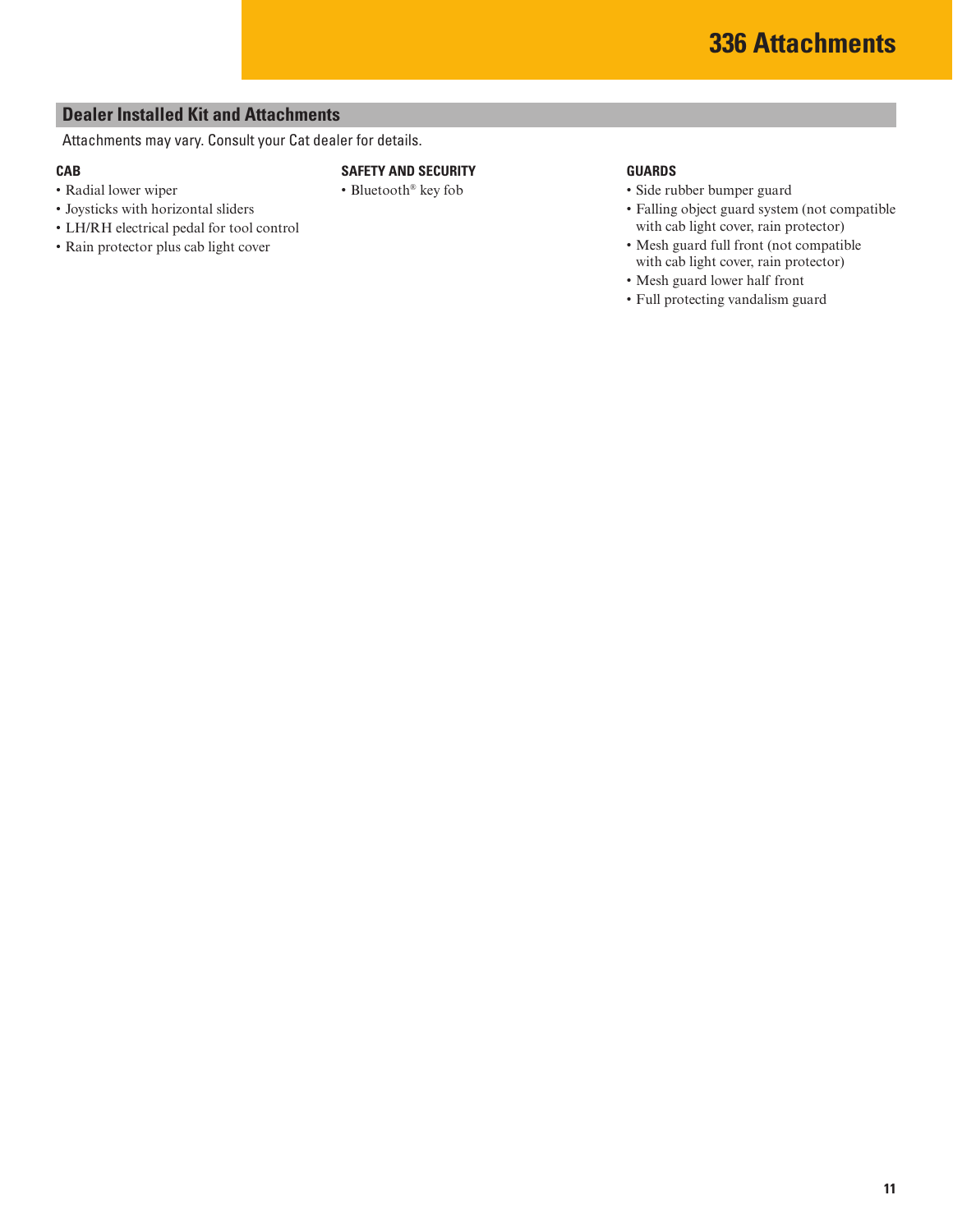# 336 Attachments

## Dealer Installed Kit and Attachments

Attachments may vary. Consult your Cat dealer for details.

### CAB

- Radial lower wiper
- Joysticks with horizontal sliders
- LH/RH electrical pedal for tool control
- Rain protector plus cab light cover

### SAFETY AND SECURITY

- Bluetooth® key fob

### GUARDS

- Side rubber bumper guard
- Falling object guard system (not compatible with cab light cover, rain protector)
- Mesh guard full front (not compatible with cab light cover, rain protector)
- Mesh guard lower half front
- Full protecting vandalism guard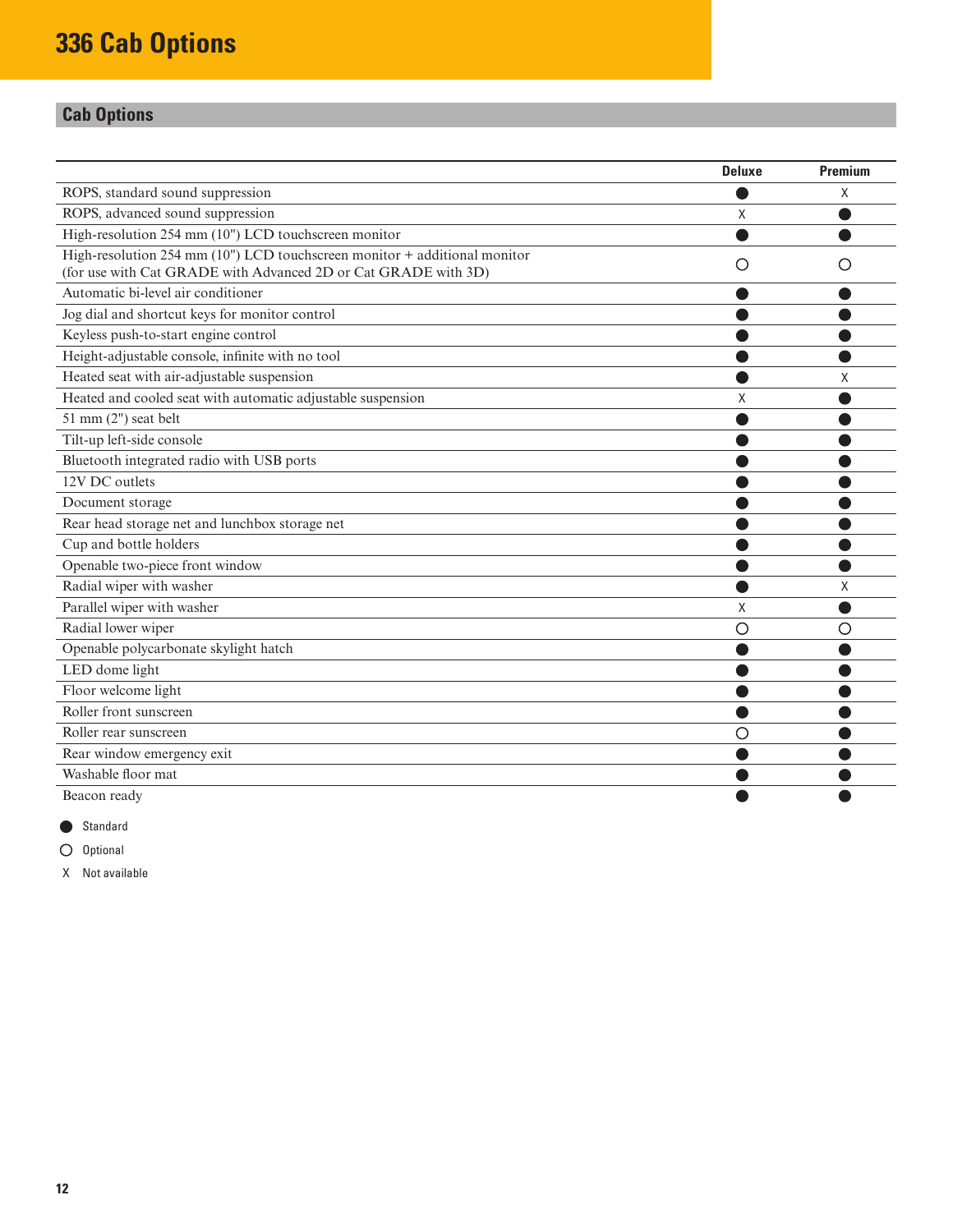# 336 Cab Options

## Cab Options

| | Deluxe | Premium |
|---|---|---|
| ROPS, standard sound suppression | ● | X |
| ROPS, advanced sound suppression | X | ● |
| High-resolution 254 mm (10") LCD touchscreen monitor | ● | ● |
| High-resolution 254 mm (10") LCD touchscreen monitor + additional monitor (for use with Cat GRADE with Advanced 2D or Cat GRADE with 3D) | ○ | ○ |
| Automatic bi-level air conditioner | ● | ● |
| Jog dial and shortcut keys for monitor control | ● | ● |
| Keyless push-to-start engine control | ● | ● |
| Height-adjustable console, infinite with no tool | ● | ● |
| Heated seat with air-adjustable suspension | ● | X |
| Heated and cooled seat with automatic adjustable suspension | X | ● |
| 51 mm (2") seat belt | ● | ● |
| Tilt-up left-side console | ● | ● |
| Bluetooth integrated radio with USB ports | ● | ● |
| 12V DC outlets | ● | ● |
| Document storage | ● | ● |
| Rear head storage net and lunchbox storage net | ● | ● |
| Cup and bottle holders | ● | ● |
| Openable two-piece front window | ● | ● |
| Radial wiper with washer | ● | X |
| Parallel wiper with washer | X | ● |
| Radial lower wiper | ○ | ○ |
| Openable polycarbonate skylight hatch | ● | ● |
| LED dome light | ● | ● |
| Floor welcome light | ● | ● |
| Roller front sunscreen | ● | ● |
| Roller rear sunscreen | ○ | ● |
| Rear window emergency exit | ● | ● |
| Washable floor mat | ● | ● |
| Beacon ready | ● | ● |

● Standard

○ Optional

X Not available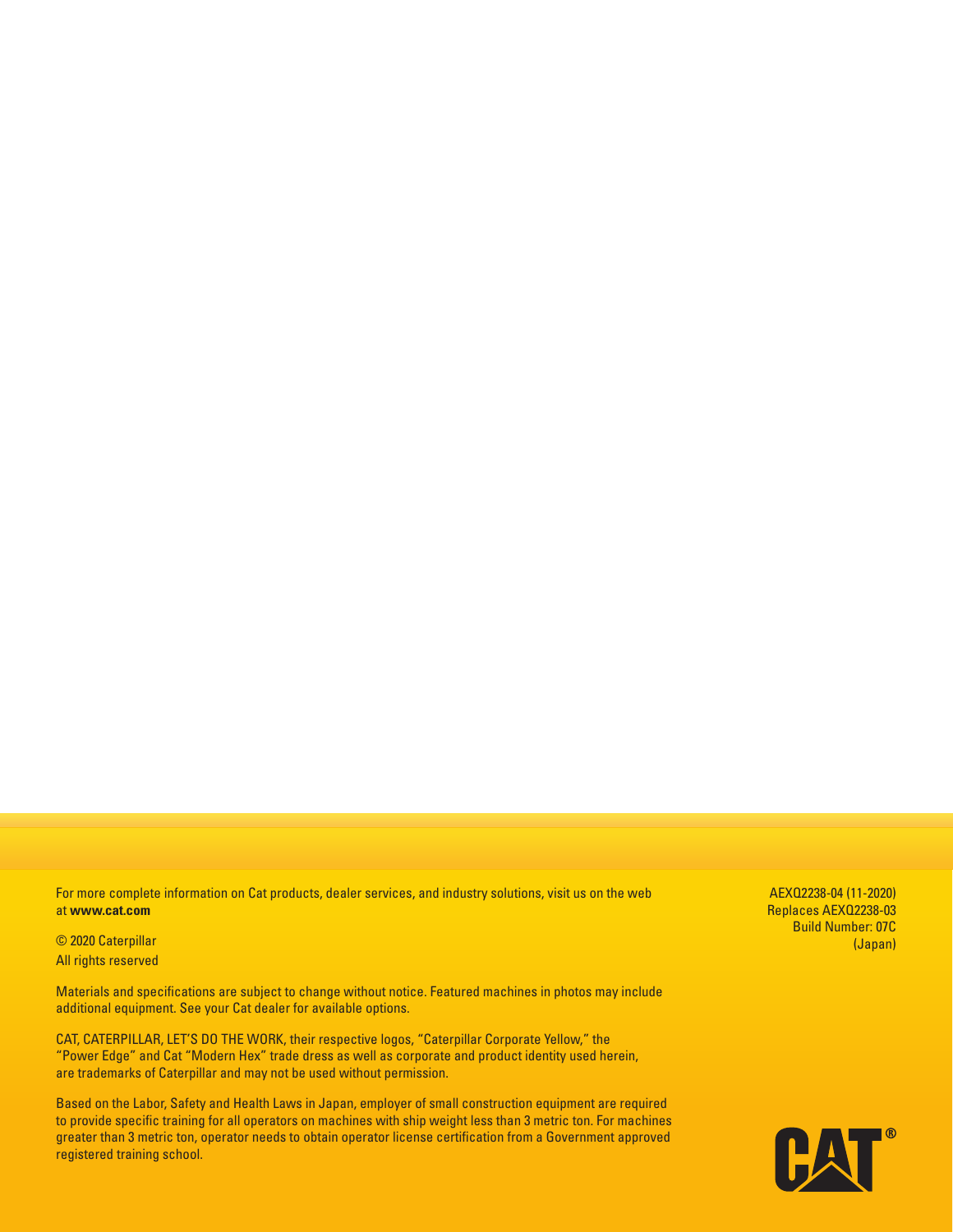For more complete information on Cat products, dealer services, and industry solutions, visit us on the web at **www.cat.com**

© 2020 Caterpillar
All rights reserved

Materials and specifications are subject to change without notice. Featured machines in photos may include additional equipment. See your Cat dealer for available options.

CAT, CATERPILLAR, LET'S DO THE WORK, their respective logos, "Caterpillar Corporate Yellow," the "Power Edge" and Cat "Modern Hex" trade dress as well as corporate and product identity used herein, are trademarks of Caterpillar and may not be used without permission.

Based on the Labor, Safety and Health Laws in Japan, employer of small construction equipment are required to provide specific training for all operators on machines with ship weight less than 3 metric ton. For machines greater than 3 metric ton, operator needs to obtain operator license certification from a Government approved registered training school.

AEXQ2238-04 (11-2020)
Replaces AEXQ2238-03
Build Number: 07C
(Japan)

CAT®